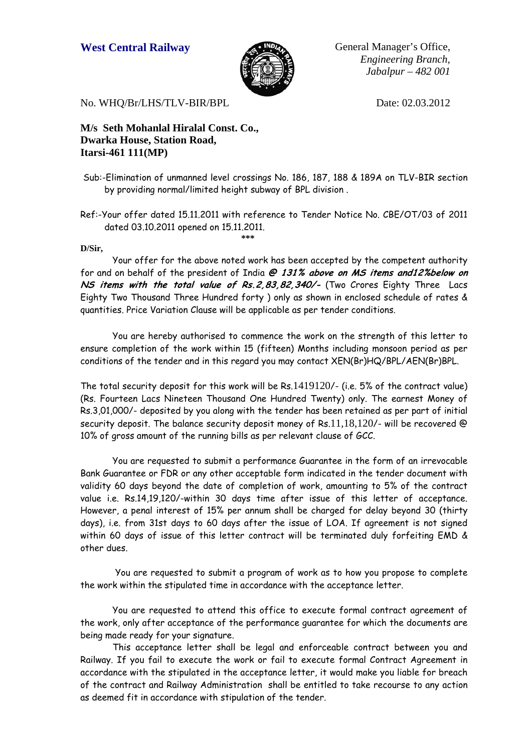**West Central Railway**

General Manager's Office,
*Engineering Branch,*
*Jabalpur – 482 001*

No. WHQ/Br/LHS/TLV-BIR/BPL

Date: 02.03.2012

**M/s Seth Mohanlal Hiralal Const. Co.,**
**Dwarka House, Station Road,**
**Itarsi-461 111(MP)**

Sub:-Elimination of unmanned level crossings No. 186, 187, 188 & 189A on TLV-BIR section by providing normal/limited height subway of BPL division .

Ref:-Your offer dated 15.11.2011 with reference to Tender Notice No. CBE/OT/03 of 2011 dated 03.10.2011 opened on 15.11.2011.

\*\*\*

**D/Sir,**

Your offer for the above noted work has been accepted by the competent authority for and on behalf of the president of India ***@ 131% above on MS items and12%below on NS items with the total value of Rs.2,83,82,340/-*** (Two Crores Eighty Three Lacs Eighty Two Thousand Three Hundred forty ) only as shown in enclosed schedule of rates & quantities. Price Variation Clause will be applicable as per tender conditions.

You are hereby authorised to commence the work on the strength of this letter to ensure completion of the work within 15 (fifteen) Months including monsoon period as per conditions of the tender and in this regard you may contact XEN(Br)HQ/BPL/AEN(Br)BPL.

The total security deposit for this work will be Rs.1419120/- (i.e. 5% of the contract value) (Rs. Fourteen Lacs Nineteen Thousand One Hundred Twenty) only. The earnest Money of Rs.3,01,000/- deposited by you along with the tender has been retained as per part of initial security deposit. The balance security deposit money of Rs.11,18,120/- will be recovered @ 10% of gross amount of the running bills as per relevant clause of GCC.

You are requested to submit a performance Guarantee in the form of an irrevocable Bank Guarantee or FDR or any other acceptable form indicated in the tender document with validity 60 days beyond the date of completion of work, amounting to 5% of the contract value i.e. Rs.14,19,120/-within 30 days time after issue of this letter of acceptance. However, a penal interest of 15% per annum shall be charged for delay beyond 30 (thirty days), i.e. from 31st days to 60 days after the issue of LOA. If agreement is not signed within 60 days of issue of this letter contract will be terminated duly forfeiting EMD & other dues.

You are requested to submit a program of work as to how you propose to complete the work within the stipulated time in accordance with the acceptance letter.

You are requested to attend this office to execute formal contract agreement of the work, only after acceptance of the performance guarantee for which the documents are being made ready for your signature.

This acceptance letter shall be legal and enforceable contract between you and Railway. If you fail to execute the work or fail to execute formal Contract Agreement in accordance with the stipulated in the acceptance letter, it would make you liable for breach of the contract and Railway Administration shall be entitled to take recourse to any action as deemed fit in accordance with stipulation of the tender.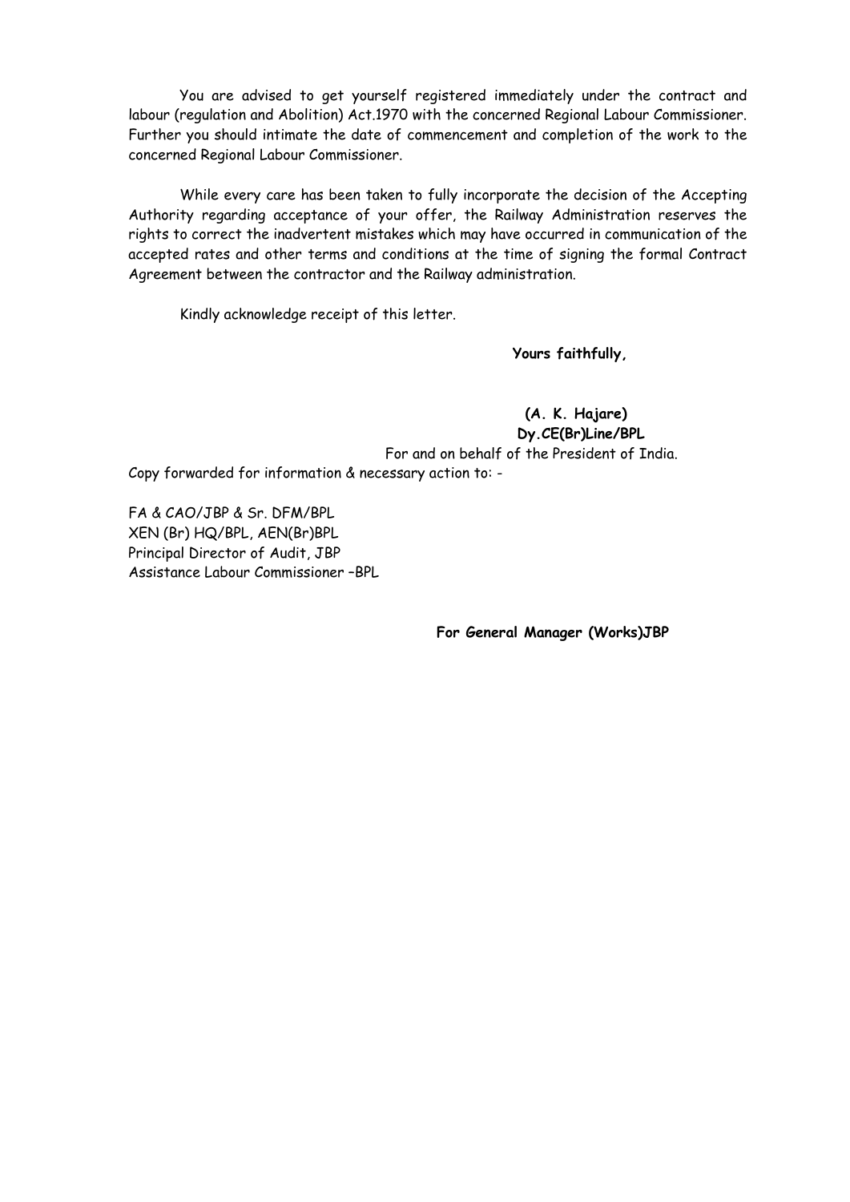You are advised to get yourself registered immediately under the contract and labour (regulation and Abolition) Act.1970 with the concerned Regional Labour Commissioner. Further you should intimate the date of commencement and completion of the work to the concerned Regional Labour Commissioner.

While every care has been taken to fully incorporate the decision of the Accepting Authority regarding acceptance of your offer, the Railway Administration reserves the rights to correct the inadvertent mistakes which may have occurred in communication of the accepted rates and other terms and conditions at the time of signing the formal Contract Agreement between the contractor and the Railway administration.

Kindly acknowledge receipt of this letter.

**Yours faithfully,**

**(A. K. Hajare)**
**Dy.CE(Br)Line/BPL**
For and on behalf of the President of India.

Copy forwarded for information & necessary action to: -

FA & CAO/JBP & Sr. DFM/BPL
XEN (Br) HQ/BPL, AEN(Br)BPL
Principal Director of Audit, JBP
Assistance Labour Commissioner –BPL

**For General Manager (Works)JBP**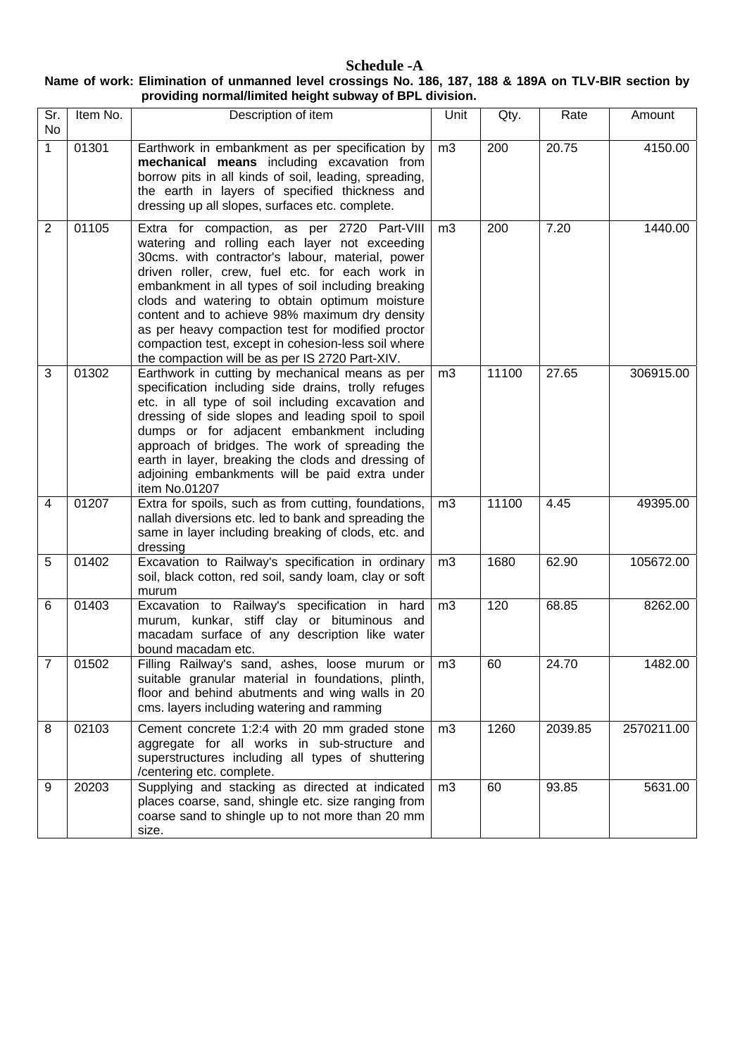# Schedule -A

**Name of work: Elimination of unmanned level crossings No. 186, 187, 188 & 189A on TLV-BIR section by providing normal/limited height subway of BPL division.**

| Sr. No | Item No. | Description of item | Unit | Qty. | Rate | Amount |
|---|---|---|---|---|---|---|
| 1 | 01301 | Earthwork in embankment as per specification by **mechanical means** including excavation from borrow pits in all kinds of soil, leading, spreading, the earth in layers of specified thickness and dressing up all slopes, surfaces etc. complete. | m3 | 200 | 20.75 | 4150.00 |
| 2 | 01105 | Extra for compaction, as per 2720 Part-VIII watering and rolling each layer not exceeding 30cms. with contractor's labour, material, power driven roller, crew, fuel etc. for each work in embankment in all types of soil including breaking clods and watering to obtain optimum moisture content and to achieve 98% maximum dry density as per heavy compaction test for modified proctor compaction test, except in cohesion-less soil where the compaction will be as per IS 2720 Part-XIV. | m3 | 200 | 7.20 | 1440.00 |
| 3 | 01302 | Earthwork in cutting by mechanical means as per specification including side drains, trolly refuges etc. in all type of soil including excavation and dressing of side slopes and leading spoil to spoil dumps or for adjacent embankment including approach of bridges. The work of spreading the earth in layer, breaking the clods and dressing of adjoining embankments will be paid extra under item No.01207 | m3 | 11100 | 27.65 | 306915.00 |
| 4 | 01207 | Extra for spoils, such as from cutting, foundations, nallah diversions etc. led to bank and spreading the same in layer including breaking of clods, etc. and dressing | m3 | 11100 | 4.45 | 49395.00 |
| 5 | 01402 | Excavation to Railway's specification in ordinary soil, black cotton, red soil, sandy loam, clay or soft murum | m3 | 1680 | 62.90 | 105672.00 |
| 6 | 01403 | Excavation to Railway's specification in hard murum, kunkar, stiff clay or bituminous and macadam surface of any description like water bound macadam etc. | m3 | 120 | 68.85 | 8262.00 |
| 7 | 01502 | Filling Railway's sand, ashes, loose murum or suitable granular material in foundations, plinth, floor and behind abutments and wing walls in 20 cms. layers including watering and ramming | m3 | 60 | 24.70 | 1482.00 |
| 8 | 02103 | Cement concrete 1:2:4 with 20 mm graded stone aggregate for all works in sub-structure and superstructures including all types of shuttering /centering etc. complete. | m3 | 1260 | 2039.85 | 2570211.00 |
| 9 | 20203 | Supplying and stacking as directed at indicated places coarse, sand, shingle etc. size ranging from coarse sand to shingle up to not more than 20 mm size. | m3 | 60 | 93.85 | 5631.00 |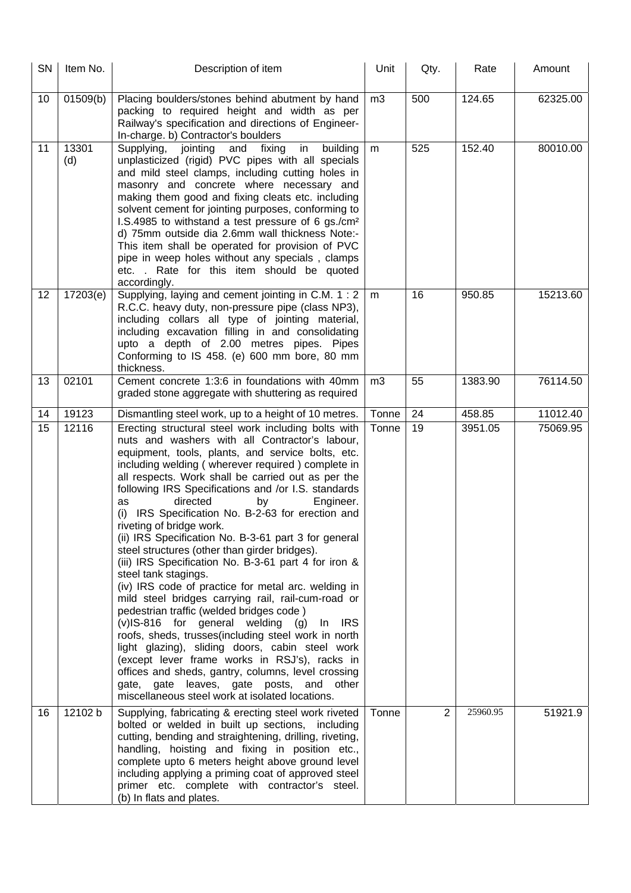| SN | Item No. | Description of item | Unit | Qty. | Rate | Amount |
|---|---|---|---|---|---|---|
| 10 | 01509(b) | Placing boulders/stones behind abutment by hand packing to required height and width as per Railway's specification and directions of Engineer-In-charge. b) Contractor's boulders | m3 | 500 | 124.65 | 62325.00 |
| 11 | 13301 (d) | Supplying, jointing and fixing in building unplasticized (rigid) PVC pipes with all specials and mild steel clamps, including cutting holes in masonry and concrete where necessary and making them good and fixing cleats etc. including solvent cement for jointing purposes, conforming to I.S.4985 to withstand a test pressure of 6 gs./cm² d) 75mm outside dia 2.6mm wall thickness Note:- This item shall be operated for provision of PVC pipe in weep holes without any specials , clamps etc. . Rate for this item should be quoted accordingly. | m | 525 | 152.40 | 80010.00 |
| 12 | 17203(e) | Supplying, laying and cement jointing in C.M. 1 : 2 R.C.C. heavy duty, non-pressure pipe (class NP3), including collars all type of jointing material, including excavation filling in and consolidating upto a depth of 2.00 metres pipes. Pipes Conforming to IS 458. (e) 600 mm bore, 80 mm thickness. | m | 16 | 950.85 | 15213.60 |
| 13 | 02101 | Cement concrete 1:3:6 in foundations with 40mm graded stone aggregate with shuttering as required | m3 | 55 | 1383.90 | 76114.50 |
| 14 | 19123 | Dismantling steel work, up to a height of 10 metres. | Tonne | 24 | 458.85 | 11012.40 |
| 15 | 12116 | Erecting structural steel work including bolts with nuts and washers with all Contractor's labour, equipment, tools, plants, and service bolts, etc. including welding ( wherever required ) complete in all respects. Work shall be carried out as per the following IRS Specifications and /or I.S. standards as directed by Engineer. (i) IRS Specification No. B-2-63 for erection and riveting of bridge work. (ii) IRS Specification No. B-3-61 part 3 for general steel structures (other than girder bridges). (iii) IRS Specification No. B-3-61 part 4 for iron & steel tank stagings. (iv) IRS code of practice for metal arc. welding in mild steel bridges carrying rail, rail-cum-road or pedestrian traffic (welded bridges code ) (v)IS-816 for general welding (g) In IRS roofs, sheds, trusses(including steel work in north light glazing), sliding doors, cabin steel work (except lever frame works in RSJ's), racks in offices and sheds, gantry, columns, level crossing gate, gate leaves, gate posts, and other miscellaneous steel work at isolated locations. | Tonne | 19 | 3951.05 | 75069.95 |
| 16 | 12102 b | Supplying, fabricating & erecting steel work riveted bolted or welded in built up sections, including cutting, bending and straightening, drilling, riveting, handling, hoisting and fixing in position etc., complete upto 6 meters height above ground level including applying a priming coat of approved steel primer etc. complete with contractor's steel. (b) In flats and plates. | Tonne | 2 | 25960.95 | 51921.9 |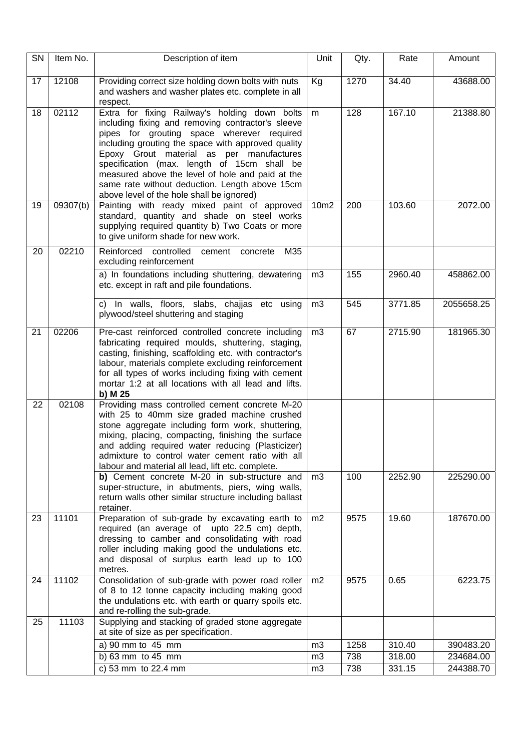| SN | Item No. | Description of item | Unit | Qty. | Rate | Amount |
|---|---|---|---|---|---|---|
| 17 | 12108 | Providing correct size holding down bolts with nuts and washers and washer plates etc. complete in all respect. | Kg | 1270 | 34.40 | 43688.00 |
| 18 | 02112 | Extra for fixing Railway's holding down bolts including fixing and removing contractor's sleeve pipes for grouting space wherever required including grouting the space with approved quality Epoxy Grout material as per manufactures specification (max. length of 15cm shall be measured above the level of hole and paid at the same rate without deduction. Length above 15cm above level of the hole shall be ignored) | m | 128 | 167.10 | 21388.80 |
| 19 | 09307(b) | Painting with ready mixed paint of approved standard, quantity and shade on steel works supplying required quantity b) Two Coats or more to give uniform shade for new work. | 10m2 | 200 | 103.60 | 2072.00 |
| 20 | 02210 | Reinforced controlled cement concrete M35 excluding reinforcement | | | | |
| | | a) In foundations including shuttering, dewatering etc. except in raft and pile foundations. | m3 | 155 | 2960.40 | 458862.00 |
| | | c) In walls, floors, slabs, chajjas etc using plywood/steel shuttering and staging | m3 | 545 | 3771.85 | 2055658.25 |
| 21 | 02206 | Pre-cast reinforced controlled concrete including fabricating required moulds, shuttering, staging, casting, finishing, scaffolding etc. with contractor's labour, materials complete excluding reinforcement for all types of works including fixing with cement mortar 1:2 at all locations with all lead and lifts. **b) M 25** | m3 | 67 | 2715.90 | 181965.30 |
| 22 | 02108 | Providing mass controlled cement concrete M-20 with 25 to 40mm size graded machine crushed stone aggregate including form work, shuttering, mixing, placing, compacting, finishing the surface and adding required water reducing (Plasticizer) admixture to control water cement ratio with all labour and material all lead, lift etc. complete. | | | | |
| | | **b)** Cement concrete M-20 in sub-structure and super-structure, in abutments, piers, wing walls, return walls other similar structure including ballast retainer. | m3 | 100 | 2252.90 | 225290.00 |
| 23 | 11101 | Preparation of sub-grade by excavating earth to required (an average of upto 22.5 cm) depth, dressing to camber and consolidating with road roller including making good the undulations etc. and disposal of surplus earth lead up to 100 metres. | m2 | 9575 | 19.60 | 187670.00 |
| 24 | 11102 | Consolidation of sub-grade with power road roller of 8 to 12 tonne capacity including making good the undulations etc. with earth or quarry spoils etc. and re-rolling the sub-grade. | m2 | 9575 | 0.65 | 6223.75 |
| 25 | 11103 | Supplying and stacking of graded stone aggregate at site of size as per specification. | | | | |
| | | a) 90 mm to 45 mm | m3 | 1258 | 310.40 | 390483.20 |
| | | b) 63 mm to 45 mm | m3 | 738 | 318.00 | 234684.00 |
| | | c) 53 mm to 22.4 mm | m3 | 738 | 331.15 | 244388.70 |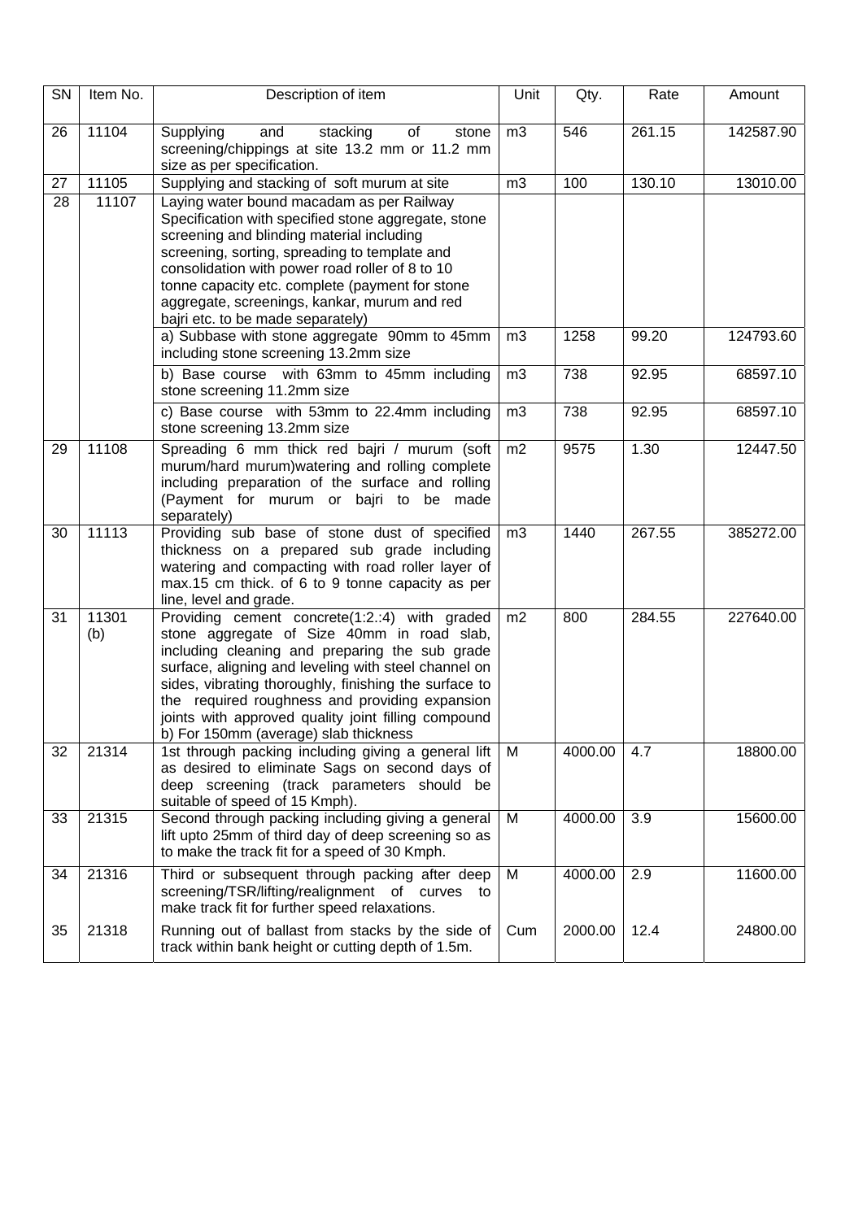| SN | Item No. | Description of item | Unit | Qty. | Rate | Amount |
|---|---|---|---|---|---|---|
| 26 | 11104 | Supplying and stacking of stone screening/chippings at site 13.2 mm or 11.2 mm size as per specification. | m3 | 546 | 261.15 | 142587.90 |
| 27 | 11105 | Supplying and stacking of soft murum at site | m3 | 100 | 130.10 | 13010.00 |
| 28 | 11107 | Laying water bound macadam as per Railway Specification with specified stone aggregate, stone screening and blinding material including screening, sorting, spreading to template and consolidation with power road roller of 8 to 10 tonne capacity etc. complete (payment for stone aggregate, screenings, kankar, murum and red bajri etc. to be made separately) | | | | |
| | | a) Subbase with stone aggregate 90mm to 45mm including stone screening 13.2mm size | m3 | 1258 | 99.20 | 124793.60 |
| | | b) Base course with 63mm to 45mm including stone screening 11.2mm size | m3 | 738 | 92.95 | 68597.10 |
| | | c) Base course with 53mm to 22.4mm including stone screening 13.2mm size | m3 | 738 | 92.95 | 68597.10 |
| 29 | 11108 | Spreading 6 mm thick red bajri / murum (soft murum/hard murum)watering and rolling complete including preparation of the surface and rolling (Payment for murum or bajri to be made separately) | m2 | 9575 | 1.30 | 12447.50 |
| 30 | 11113 | Providing sub base of stone dust of specified thickness on a prepared sub grade including watering and compacting with road roller layer of max.15 cm thick. of 6 to 9 tonne capacity as per line, level and grade. | m3 | 1440 | 267.55 | 385272.00 |
| 31 | 11301 (b) | Providing cement concrete(1:2.:4) with graded stone aggregate of Size 40mm in road slab, including cleaning and preparing the sub grade surface, aligning and leveling with steel channel on sides, vibrating thoroughly, finishing the surface to the required roughness and providing expansion joints with approved quality joint filling compound b) For 150mm (average) slab thickness | m2 | 800 | 284.55 | 227640.00 |
| 32 | 21314 | 1st through packing including giving a general lift as desired to eliminate Sags on second days of deep screening (track parameters should be suitable of speed of 15 Kmph). | M | 4000.00 | 4.7 | 18800.00 |
| 33 | 21315 | Second through packing including giving a general lift upto 25mm of third day of deep screening so as to make the track fit for a speed of 30 Kmph. | M | 4000.00 | 3.9 | 15600.00 |
| 34 | 21316 | Third or subsequent through packing after deep screening/TSR/lifting/realignment of curves to make track fit for further speed relaxations. | M | 4000.00 | 2.9 | 11600.00 |
| 35 | 21318 | Running out of ballast from stacks by the side of track within bank height or cutting depth of 1.5m. | Cum | 2000.00 | 12.4 | 24800.00 |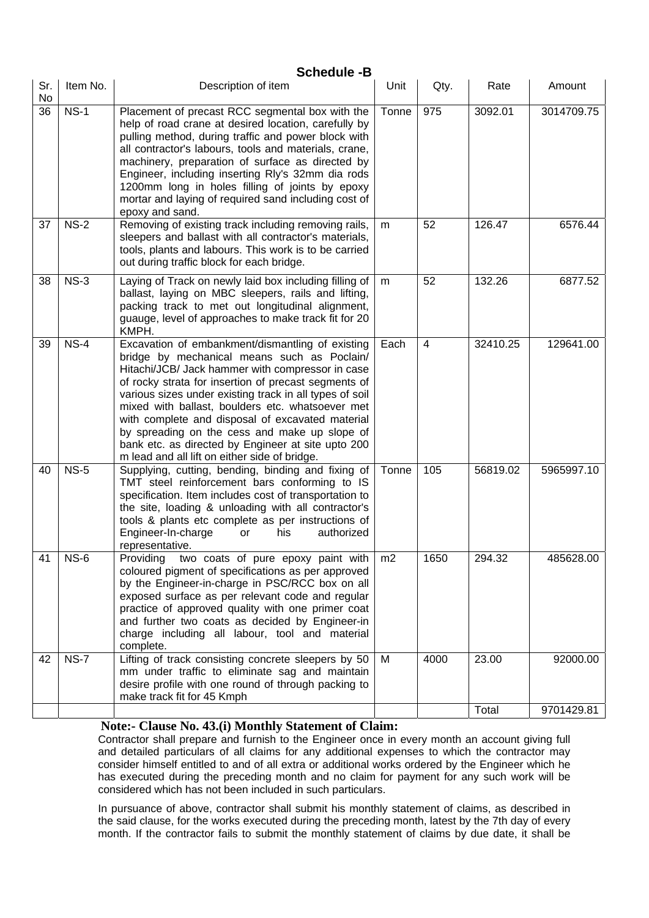## Schedule -B

| Sr. No | Item No. | Description of item | Unit | Qty. | Rate | Amount |
|---|---|---|---|---|---|---|
| 36 | NS-1 | Placement of precast RCC segmental box with the help of road crane at desired location, carefully by pulling method, during traffic and power block with all contractor's labours, tools and materials, crane, machinery, preparation of surface as directed by Engineer, including inserting Rly's 32mm dia rods 1200mm long in holes filling of joints by epoxy mortar and laying of required sand including cost of epoxy and sand. | Tonne | 975 | 3092.01 | 3014709.75 |
| 37 | NS-2 | Removing of existing track including removing rails, sleepers and ballast with all contractor's materials, tools, plants and labours. This work is to be carried out during traffic block for each bridge. | m | 52 | 126.47 | 6576.44 |
| 38 | NS-3 | Laying of Track on newly laid box including filling of ballast, laying on MBC sleepers, rails and lifting, packing track to met out longitudinal alignment, guauge, level of approaches to make track fit for 20 KMPH. | m | 52 | 132.26 | 6877.52 |
| 39 | NS-4 | Excavation of embankment/dismantling of existing bridge by mechanical means such as Poclain/ Hitachi/JCB/ Jack hammer with compressor in case of rocky strata for insertion of precast segments of various sizes under existing track in all types of soil mixed with ballast, boulders etc. whatsoever met with complete and disposal of excavated material by spreading on the cess and make up slope of bank etc. as directed by Engineer at site upto 200 m lead and all lift on either side of bridge. | Each | 4 | 32410.25 | 129641.00 |
| 40 | NS-5 | Supplying, cutting, bending, binding and fixing of TMT steel reinforcement bars conforming to IS specification. Item includes cost of transportation to the site, loading & unloading with all contractor's tools & plants etc complete as per instructions of Engineer-In-charge or his authorized representative. | Tonne | 105 | 56819.02 | 5965997.10 |
| 41 | NS-6 | Providing two coats of pure epoxy paint with coloured pigment of specifications as per approved by the Engineer-in-charge in PSC/RCC box on all exposed surface as per relevant code and regular practice of approved quality with one primer coat and further two coats as decided by Engineer-in charge including all labour, tool and material complete. | m2 | 1650 | 294.32 | 485628.00 |
| 42 | NS-7 | Lifting of track consisting concrete sleepers by 50 mm under traffic to eliminate sag and maintain desire profile with one round of through packing to make track fit for 45 Kmph | M | 4000 | 23.00 | 92000.00 |
| | | | | | Total | 9701429.81 |

**Note:- Clause No. 43.(i) Monthly Statement of Claim:**

Contractor shall prepare and furnish to the Engineer once in every month an account giving full and detailed particulars of all claims for any additional expenses to which the contractor may consider himself entitled to and of all extra or additional works ordered by the Engineer which he has executed during the preceding month and no claim for payment for any such work will be considered which has not been included in such particulars.

In pursuance of above, contractor shall submit his monthly statement of claims, as described in the said clause, for the works executed during the preceding month, latest by the 7th day of every month. If the contractor fails to submit the monthly statement of claims by due date, it shall be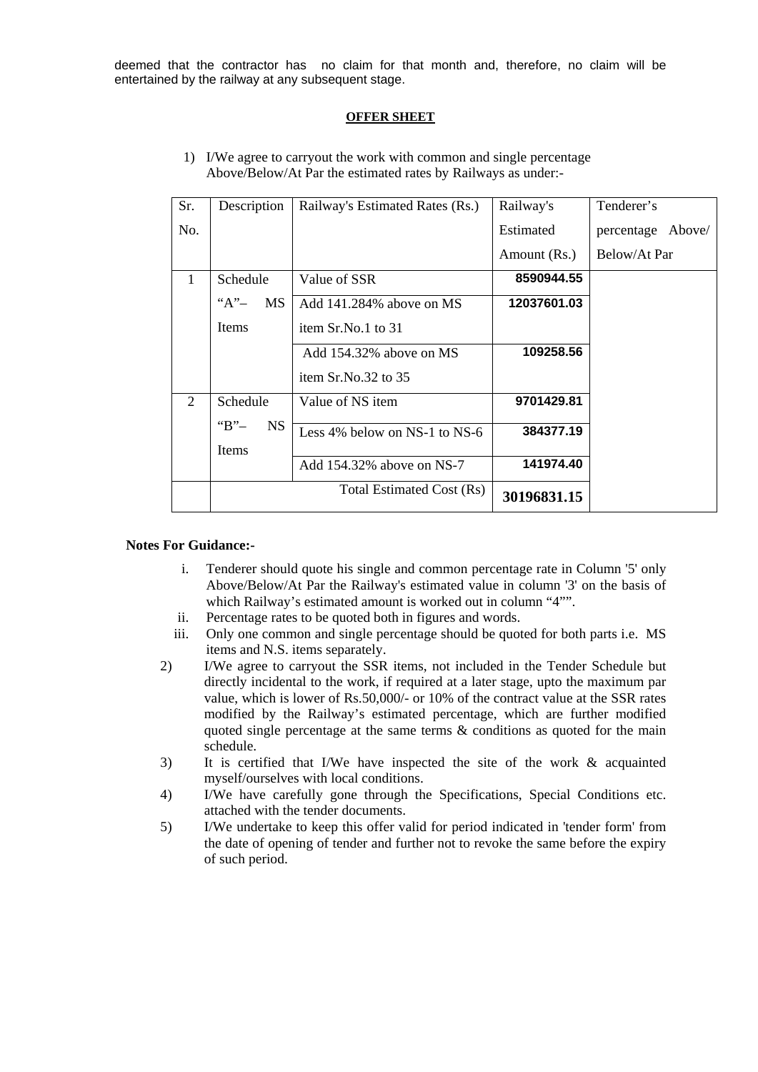deemed that the contractor has no claim for that month and, therefore, no claim will be entertained by the railway at any subsequent stage.

**OFFER SHEET**

1) I/We agree to carryout the work with common and single percentage Above/Below/At Par the estimated rates by Railways as under:-

| Sr. No. | Description | Railway's Estimated Rates (Rs.) | Railway's Estimated Amount (Rs.) | Tenderer's percentage Above/ Below/At Par |
|---|---|---|---|---|
| 1 | Schedule "A"– MS Items | Value of SSR | 8590944.55 | |
| | | Add 141.284% above on MS item Sr.No.1 to 31 | 12037601.03 | |
| | | Add 154.32% above on MS item Sr.No.32 to 35 | 109258.56 | |
| 2 | Schedule "B"– NS Items | Value of NS item | 9701429.81 | |
| | | Less 4% below on NS-1 to NS-6 | 384377.19 | |
| | | Add 154.32% above on NS-7 | 141974.40 | |
| | | Total Estimated Cost (Rs) | **30196831.15** | |

**Notes For Guidance:-**

i. Tenderer should quote his single and common percentage rate in Column '5' only Above/Below/At Par the Railway's estimated value in column '3' on the basis of which Railway's estimated amount is worked out in column "4"".

ii. Percentage rates to be quoted both in figures and words.

iii. Only one common and single percentage should be quoted for both parts i.e. MS items and N.S. items separately.

2) I/We agree to carryout the SSR items, not included in the Tender Schedule but directly incidental to the work, if required at a later stage, upto the maximum par value, which is lower of Rs.50,000/- or 10% of the contract value at the SSR rates modified by the Railway's estimated percentage, which are further modified quoted single percentage at the same terms & conditions as quoted for the main schedule.

3) It is certified that I/We have inspected the site of the work & acquainted myself/ourselves with local conditions.

4) I/We have carefully gone through the Specifications, Special Conditions etc. attached with the tender documents.

5) I/We undertake to keep this offer valid for period indicated in 'tender form' from the date of opening of tender and further not to revoke the same before the expiry of such period.